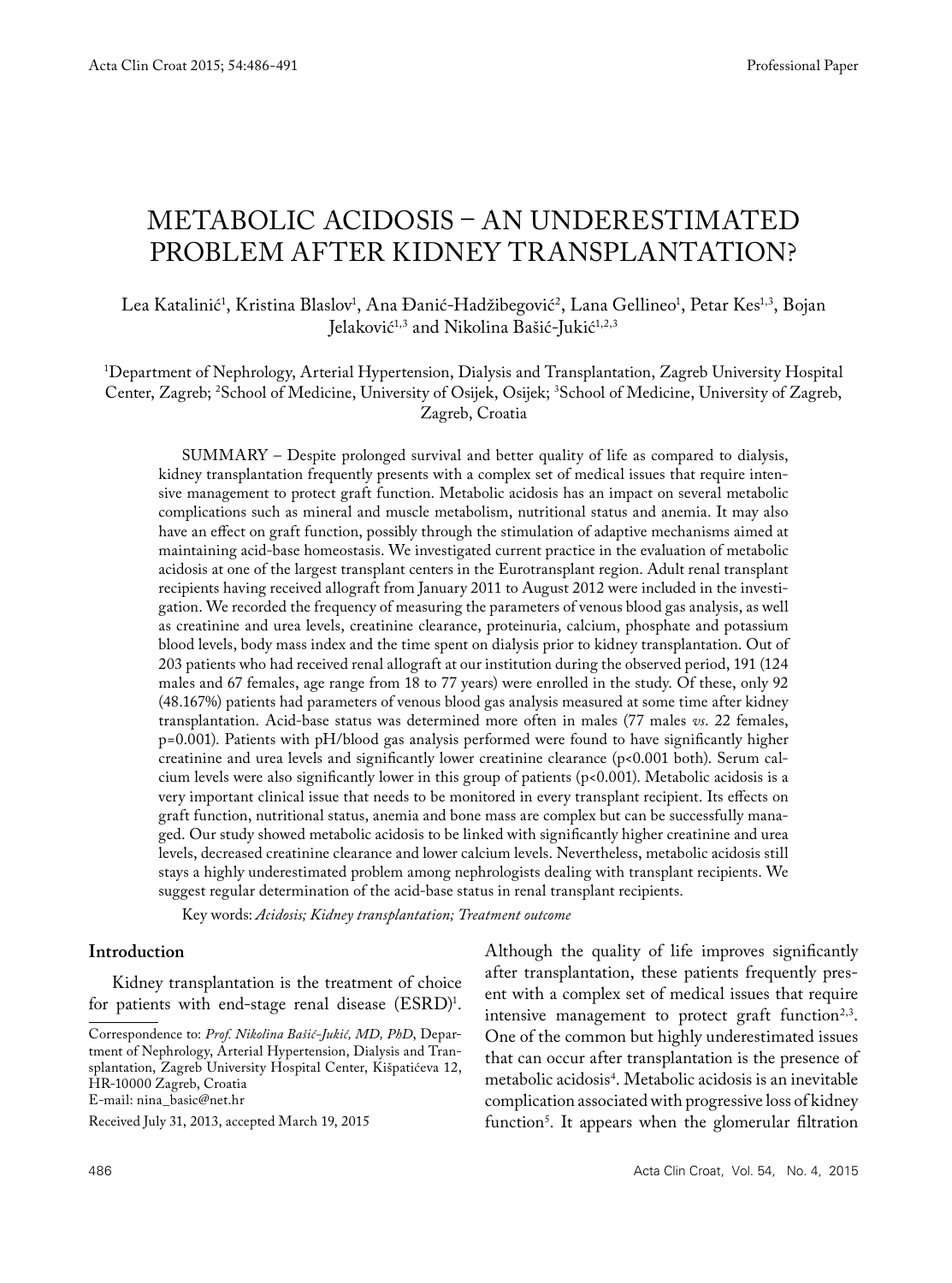Professional Paper

# METABOLIC ACIDOSIS – AN UNDERESTIMATED PROBLEM AFTER KIDNEY TRANSPLANTATION?

Lea Katalinić[1], Kristina Blaslov[1], Ana Đanić-Hadžibegović[2], Lana Gellineo[1], Petar Kes[1,3], Bojan Jelaković[1,3] and Nikolina Bašić-Jukić[1,2,3]

[1]Department of Nephrology, Arterial Hypertension, Dialysis and Transplantation, Zagreb University Hospital Center, Zagreb; [2]School of Medicine, University of Osijek, Osijek; [3]School of Medicine, University of Zagreb, Zagreb, Croatia

SUMMARY – Despite prolonged survival and better quality of life as compared to dialysis, kidney transplantation frequently presents with a complex set of medical issues that require intensive management to protect graft function. Metabolic acidosis has an impact on several metabolic complications such as mineral and muscle metabolism, nutritional status and anemia. It may also have an effect on graft function, possibly through the stimulation of adaptive mechanisms aimed at maintaining acid-base homeostasis. We investigated current practice in the evaluation of metabolic acidosis at one of the largest transplant centers in the Eurotransplant region. Adult renal transplant recipients having received allograft from January 2011 to August 2012 were included in the investigation. We recorded the frequency of measuring the parameters of venous blood gas analysis, as well as creatinine and urea levels, creatinine clearance, proteinuria, calcium, phosphate and potassium blood levels, body mass index and the time spent on dialysis prior to kidney transplantation. Out of 203 patients who had received renal allograft at our institution during the observed period, 191 (124 males and 67 females, age range from 18 to 77 years) were enrolled in the study. Of these, only 92 (48.167%) patients had parameters of venous blood gas analysis measured at some time after kidney transplantation. Acid-base status was determined more often in males (77 males *vs.* 22 females, p=0.001). Patients with pH/blood gas analysis performed were found to have significantly higher creatinine and urea levels and significantly lower creatinine clearance (p<0.001 both). Serum calcium levels were also significantly lower in this group of patients (p<0.001). Metabolic acidosis is a very important clinical issue that needs to be monitored in every transplant recipient. Its effects on graft function, nutritional status, anemia and bone mass are complex but can be successfully managed. Our study showed metabolic acidosis to be linked with significantly higher creatinine and urea levels, decreased creatinine clearance and lower calcium levels. Nevertheless, metabolic acidosis still stays a highly underestimated problem among nephrologists dealing with transplant recipients. We suggest regular determination of the acid-base status in renal transplant recipients.

Key words: *Acidosis; Kidney transplantation; Treatment outcome*

## Introduction

Kidney transplantation is the treatment of choice for patients with end-stage renal disease (ESRD)[1]. Although the quality of life improves significantly after transplantation, these patients frequently present with a complex set of medical issues that require intensive management to protect graft function[2,3]. One of the common but highly underestimated issues that can occur after transplantation is the presence of metabolic acidosis[4]. Metabolic acidosis is an inevitable complication associated with progressive loss of kidney function[5]. It appears when the glomerular filtration

Correspondence to: *Prof. Nikolina Bašić-Jukić, MD, PhD*, Department of Nephrology, Arterial Hypertension, Dialysis and Transplantation, Zagreb University Hospital Center, Kišpatićeva 12, HR-10000 Zagreb, Croatia
E-mail: nina_basic@net.hr

Received July 31, 2013, accepted March 19, 2015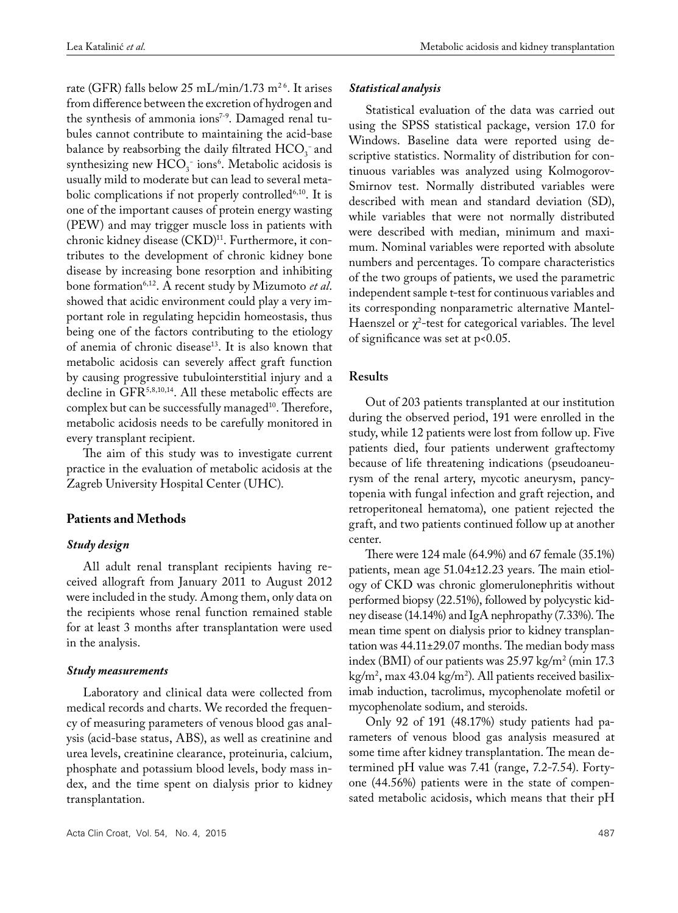rate (GFR) falls below 25 mL/min/1.73 $m^2$ [6]. It arises from difference between the excretion of hydrogen and the synthesis of ammonia ions[7-9]. Damaged renal tubules cannot contribute to maintaining the acid-base balance by reabsorbing the daily filtrated $HCO_3^-$ and synthesizing new $HCO_3^-$ ions[6]. Metabolic acidosis is usually mild to moderate but can lead to several metabolic complications if not properly controlled[6,10]. It is one of the important causes of protein energy wasting (PEW) and may trigger muscle loss in patients with chronic kidney disease (CKD)[11]. Furthermore, it contributes to the development of chronic kidney bone disease by increasing bone resorption and inhibiting bone formation[6,12]. A recent study by Mizumoto *et al.* showed that acidic environment could play a very important role in regulating hepcidin homeostasis, thus being one of the factors contributing to the etiology of anemia of chronic disease[13]. It is also known that metabolic acidosis can severely affect graft function by causing progressive tubulointerstitial injury and a decline in GFR[5,8,10,14]. All these metabolic effects are complex but can be successfully managed[10]. Therefore, metabolic acidosis needs to be carefully monitored in every transplant recipient.

The aim of this study was to investigate current practice in the evaluation of metabolic acidosis at the Zagreb University Hospital Center (UHC).

## Patients and Methods

### *Study design*

All adult renal transplant recipients having received allograft from January 2011 to August 2012 were included in the study. Among them, only data on the recipients whose renal function remained stable for at least 3 months after transplantation were used in the analysis.

### *Study measurements*

Laboratory and clinical data were collected from medical records and charts. We recorded the frequency of measuring parameters of venous blood gas analysis (acid-base status, ABS), as well as creatinine and urea levels, creatinine clearance, proteinuria, calcium, phosphate and potassium blood levels, body mass index, and the time spent on dialysis prior to kidney transplantation.

### *Statistical analysis*

Statistical evaluation of the data was carried out using the SPSS statistical package, version 17.0 for Windows. Baseline data were reported using descriptive statistics. Normality of distribution for continuous variables was analyzed using Kolmogorov-Smirnov test. Normally distributed variables were described with mean and standard deviation (SD), while variables that were not normally distributed were described with median, minimum and maximum. Nominal variables were reported with absolute numbers and percentages. To compare characteristics of the two groups of patients, we used the parametric independent sample t-test for continuous variables and its corresponding nonparametric alternative Mantel-Haenszel or $\chi^2$-test for categorical variables. The level of significance was set at $p<0.05$.

## Results

Out of 203 patients transplanted at our institution during the observed period, 191 were enrolled in the study, while 12 patients were lost from follow up. Five patients died, four patients underwent graftectomy because of life threatening indications (pseudoaneurysm of the renal artery, mycotic aneurysm, pancytopenia with fungal infection and graft rejection, and retroperitoneal hematoma), one patient rejected the graft, and two patients continued follow up at another center.

There were 124 male (64.9%) and 67 female (35.1%) patients, mean age 51.04±12.23 years. The main etiology of CKD was chronic glomerulonephritis without performed biopsy (22.51%), followed by polycystic kidney disease (14.14%) and IgA nephropathy (7.33%). The mean time spent on dialysis prior to kidney transplantation was 44.11±29.07 months. The median body mass index (BMI) of our patients was 25.97 kg/$m^2$ (min 17.3 kg/$m^2$, max 43.04 kg/$m^2$). All patients received basiliximab induction, tacrolimus, mycophenolate mofetil or mycophenolate sodium, and steroids.

Only 92 of 191 (48.17%) study patients had parameters of venous blood gas analysis measured at some time after kidney transplantation. The mean determined pH value was 7.41 (range, 7.2-7.54). Forty-one (44.56%) patients were in the state of compensated metabolic acidosis, which means that their pH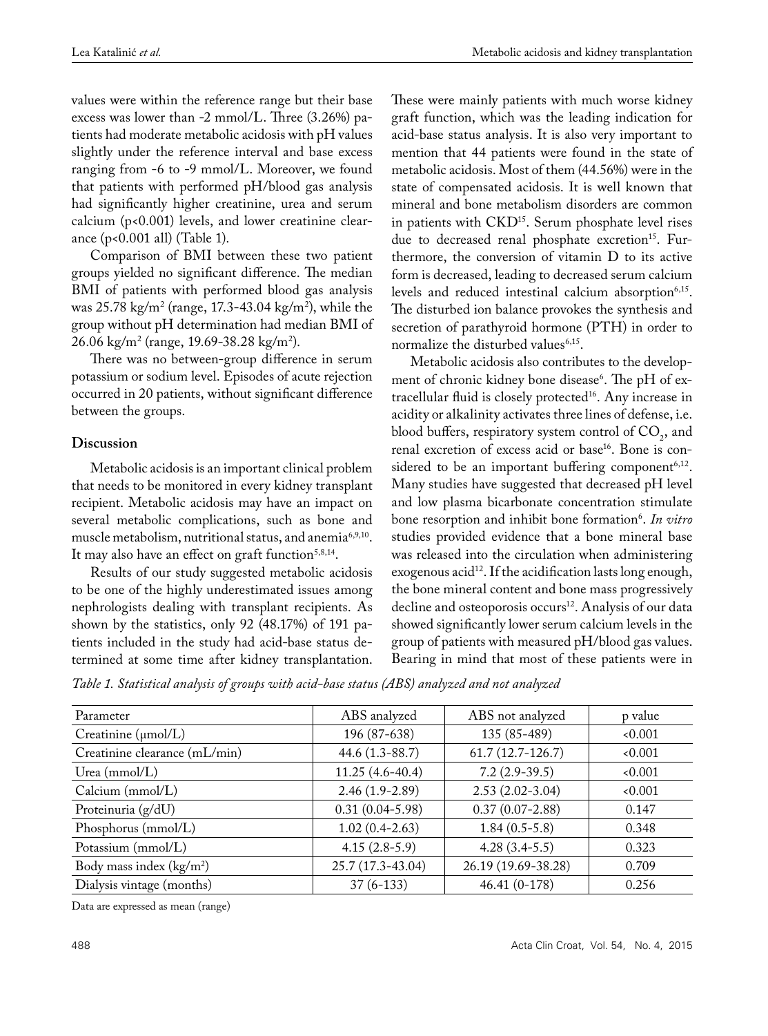values were within the reference range but their base excess was lower than -2 mmol/L. Three (3.26%) patients had moderate metabolic acidosis with pH values slightly under the reference interval and base excess ranging from -6 to -9 mmol/L. Moreover, we found that patients with performed pH/blood gas analysis had significantly higher creatinine, urea and serum calcium ($p<0.001$) levels, and lower creatinine clearance ($p<0.001$ all) (Table 1).

Comparison of BMI between these two patient groups yielded no significant difference. The median BMI of patients with performed blood gas analysis was 25.78 kg/m$^2$ (range, 17.3-43.04 kg/m$^2$), while the group without pH determination had median BMI of 26.06 kg/m$^2$ (range, 19.69-38.28 kg/m$^2$).

There was no between-group difference in serum potassium or sodium level. Episodes of acute rejection occurred in 20 patients, without significant difference between the groups.

## Discussion

Metabolic acidosis is an important clinical problem that needs to be monitored in every kidney transplant recipient. Metabolic acidosis may have an impact on several metabolic complications, such as bone and muscle metabolism, nutritional status, and anemia[6,9,10]. It may also have an effect on graft function[5,8,14].

Results of our study suggested metabolic acidosis to be one of the highly underestimated issues among nephrologists dealing with transplant recipients. As shown by the statistics, only 92 (48.17%) of 191 patients included in the study had acid-base status determined at some time after kidney transplantation. These were mainly patients with much worse kidney graft function, which was the leading indication for acid-base status analysis. It is also very important to mention that 44 patients were found in the state of metabolic acidosis. Most of them (44.56%) were in the state of compensated acidosis. It is well known that mineral and bone metabolism disorders are common in patients with CKD[15]. Serum phosphate level rises due to decreased renal phosphate excretion[15]. Furthermore, the conversion of vitamin D to its active form is decreased, leading to decreased serum calcium levels and reduced intestinal calcium absorption[6,15]. The disturbed ion balance provokes the synthesis and secretion of parathyroid hormone (PTH) in order to normalize the disturbed values[6,15].

Metabolic acidosis also contributes to the development of chronic kidney bone disease[6]. The pH of extracellular fluid is closely protected[16]. Any increase in acidity or alkalinity activates three lines of defense, i.e. blood buffers, respiratory system control of $CO_2$, and renal excretion of excess acid or base[16]. Bone is considered to be an important buffering component[6,12]. Many studies have suggested that decreased pH level and low plasma bicarbonate concentration stimulate bone resorption and inhibit bone formation[6]. *In vitro* studies provided evidence that a bone mineral base was released into the circulation when administering exogenous acid[12]. If the acidification lasts long enough, the bone mineral content and bone mass progressively decline and osteoporosis occurs[12]. Analysis of our data showed significantly lower serum calcium levels in the group of patients with measured pH/blood gas values. Bearing in mind that most of these patients were in

*Table 1. Statistical analysis of groups with acid-base status (ABS) analyzed and not analyzed*

| Parameter | ABS analyzed | ABS not analyzed | p value |
|---|---|---|---|
| Creatinine (μmol/L) | 196 (87-638) | 135 (85-489) | <0.001 |
| Creatinine clearance (mL/min) | 44.6 (1.3-88.7) | 61.7 (12.7-126.7) | <0.001 |
| Urea (mmol/L) | 11.25 (4.6-40.4) | 7.2 (2.9-39.5) | <0.001 |
| Calcium (mmol/L) | 2.46 (1.9-2.89) | 2.53 (2.02-3.04) | <0.001 |
| Proteinuria (g/dU) | 0.31 (0.04-5.98) | 0.37 (0.07-2.88) | 0.147 |
| Phosphorus (mmol/L) | 1.02 (0.4-2.63) | 1.84 (0.5-5.8) | 0.348 |
| Potassium (mmol/L) | 4.15 (2.8-5.9) | 4.28 (3.4-5.5) | 0.323 |
| Body mass index (kg/m$^2$) | 25.7 (17.3-43.04) | 26.19 (19.69-38.28) | 0.709 |
| Dialysis vintage (months) | 37 (6-133) | 46.41 (0-178) | 0.256 |

Data are expressed as mean (range)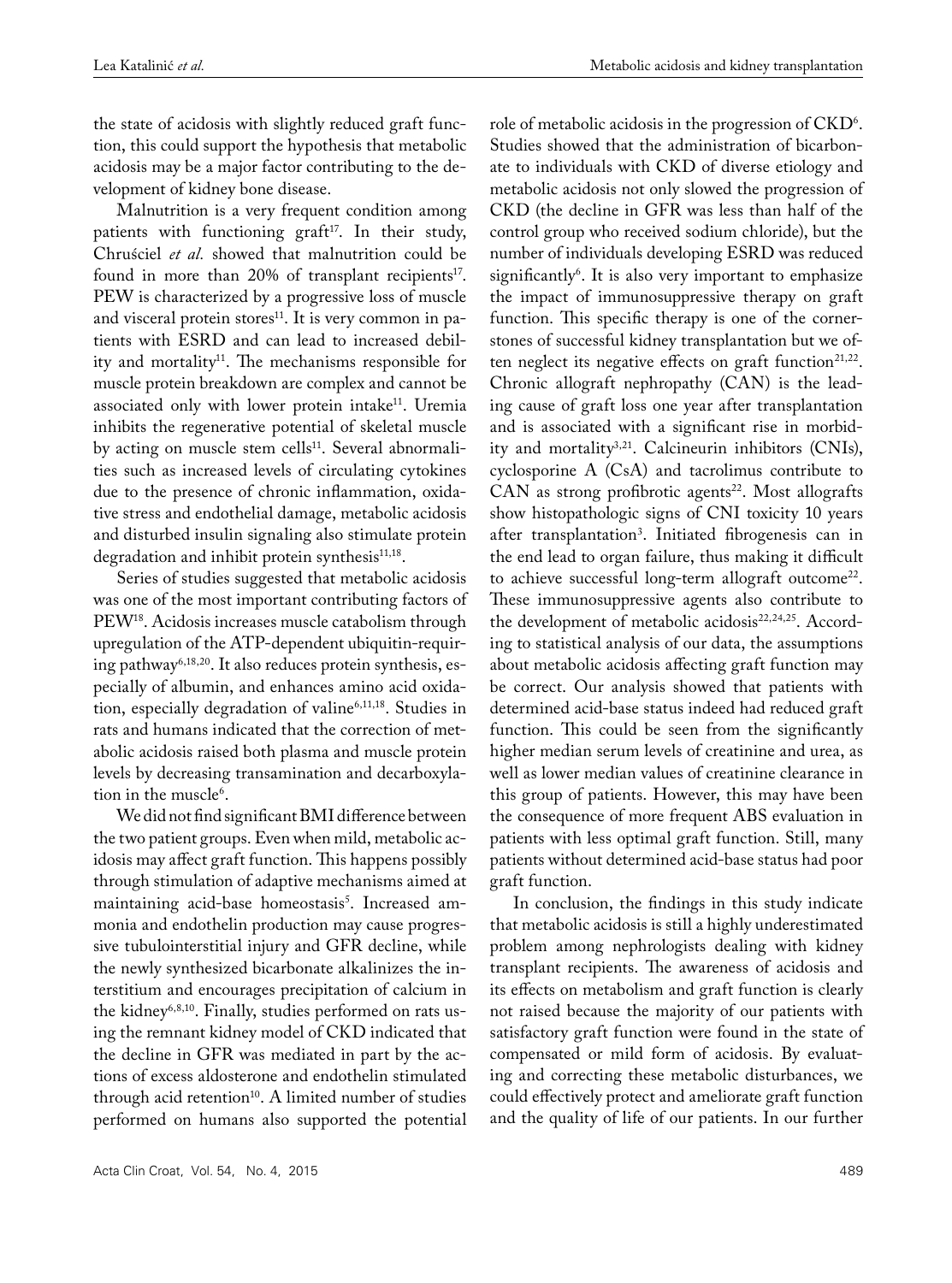the state of acidosis with slightly reduced graft function, this could support the hypothesis that metabolic acidosis may be a major factor contributing to the development of kidney bone disease.

Malnutrition is a very frequent condition among patients with functioning graft[17]. In their study, Chruściel *et al.* showed that malnutrition could be found in more than 20% of transplant recipients[17]. PEW is characterized by a progressive loss of muscle and visceral protein stores[11]. It is very common in patients with ESRD and can lead to increased debility and mortality[11]. The mechanisms responsible for muscle protein breakdown are complex and cannot be associated only with lower protein intake[11]. Uremia inhibits the regenerative potential of skeletal muscle by acting on muscle stem cells[11]. Several abnormalities such as increased levels of circulating cytokines due to the presence of chronic inflammation, oxidative stress and endothelial damage, metabolic acidosis and disturbed insulin signaling also stimulate protein degradation and inhibit protein synthesis[11,18].

Series of studies suggested that metabolic acidosis was one of the most important contributing factors of PEW[18]. Acidosis increases muscle catabolism through upregulation of the ATP-dependent ubiquitin-requiring pathway[6,18,20]. It also reduces protein synthesis, especially of albumin, and enhances amino acid oxidation, especially degradation of valine[6,11,18]. Studies in rats and humans indicated that the correction of metabolic acidosis raised both plasma and muscle protein levels by decreasing transamination and decarboxylation in the muscle[6].

We did not find significant BMI difference between the two patient groups. Even when mild, metabolic acidosis may affect graft function. This happens possibly through stimulation of adaptive mechanisms aimed at maintaining acid-base homeostasis[5]. Increased ammonia and endothelin production may cause progressive tubulointerstitial injury and GFR decline, while the newly synthesized bicarbonate alkalinizes the interstitium and encourages precipitation of calcium in the kidney[6,8,10]. Finally, studies performed on rats using the remnant kidney model of CKD indicated that the decline in GFR was mediated in part by the actions of excess aldosterone and endothelin stimulated through acid retention[10]. A limited number of studies performed on humans also supported the potential role of metabolic acidosis in the progression of CKD[6]. Studies showed that the administration of bicarbonate to individuals with CKD of diverse etiology and metabolic acidosis not only slowed the progression of CKD (the decline in GFR was less than half of the control group who received sodium chloride), but the number of individuals developing ESRD was reduced significantly[6]. It is also very important to emphasize the impact of immunosuppressive therapy on graft function. This specific therapy is one of the cornerstones of successful kidney transplantation but we often neglect its negative effects on graft function[21,22]. Chronic allograft nephropathy (CAN) is the leading cause of graft loss one year after transplantation and is associated with a significant rise in morbidity and mortality[3,21]. Calcineurin inhibitors (CNIs), cyclosporine A (CsA) and tacrolimus contribute to CAN as strong profibrotic agents[22]. Most allografts show histopathologic signs of CNI toxicity 10 years after transplantation[3]. Initiated fibrogenesis can in the end lead to organ failure, thus making it difficult to achieve successful long-term allograft outcome[22]. These immunosuppressive agents also contribute to the development of metabolic acidosis[22,24,25]. According to statistical analysis of our data, the assumptions about metabolic acidosis affecting graft function may be correct. Our analysis showed that patients with determined acid-base status indeed had reduced graft function. This could be seen from the significantly higher median serum levels of creatinine and urea, as well as lower median values of creatinine clearance in this group of patients. However, this may have been the consequence of more frequent ABS evaluation in patients with less optimal graft function. Still, many patients without determined acid-base status had poor graft function.

In conclusion, the findings in this study indicate that metabolic acidosis is still a highly underestimated problem among nephrologists dealing with kidney transplant recipients. The awareness of acidosis and its effects on metabolism and graft function is clearly not raised because the majority of our patients with satisfactory graft function were found in the state of compensated or mild form of acidosis. By evaluating and correcting these metabolic disturbances, we could effectively protect and ameliorate graft function and the quality of life of our patients. In our further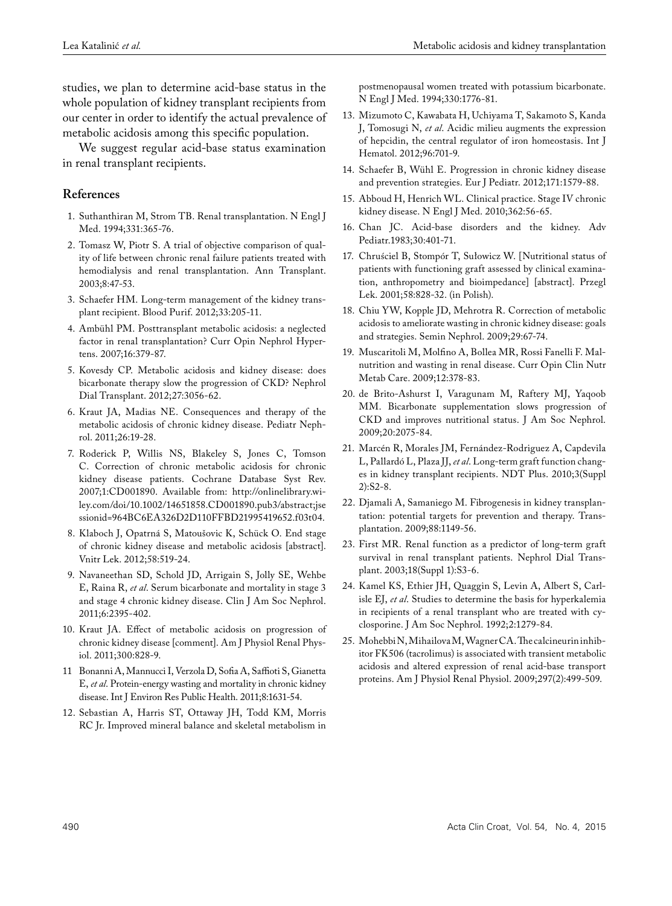studies, we plan to determine acid-base status in the whole population of kidney transplant recipients from our center in order to identify the actual prevalence of metabolic acidosis among this specific population.

We suggest regular acid-base status examination in renal transplant recipients.

## References

1. Suthanthiran M, Strom TB. Renal transplantation. N Engl J Med. 1994;331:365-76.
2. Tomasz W, Piotr S. A trial of objective comparison of quality of life between chronic renal failure patients treated with hemodialysis and renal transplantation. Ann Transplant. 2003;8:47-53.
3. Schaefer HM. Long-term management of the kidney transplant recipient. Blood Purif. 2012;33:205-11.
4. Ambühl PM. Posttransplant metabolic acidosis: a neglected factor in renal transplantation? Curr Opin Nephrol Hypertens. 2007;16:379-87.
5. Kovesdy CP. Metabolic acidosis and kidney disease: does bicarbonate therapy slow the progression of CKD? Nephrol Dial Transplant. 2012;27:3056-62.
6. Kraut JA, Madias NE. Consequences and therapy of the metabolic acidosis of chronic kidney disease. Pediatr Nephrol. 2011;26:19-28.
7. Roderick P, Willis NS, Blakeley S, Jones C, Tomson C. Correction of chronic metabolic acidosis for chronic kidney disease patients. Cochrane Database Syst Rev. 2007;1:CD001890. Available from: http://onlinelibrary.wiley.com/doi/10.1002/14651858.CD001890.pub3/abstract;jsessionid=964BC6EA326D2D110FFBD21995419652.f03t04.
8. Klaboch J, Opatrná S, Matoušovic K, Schück O. End stage of chronic kidney disease and metabolic acidosis [abstract]. Vnitr Lek. 2012;58:519-24.
9. Navaneethan SD, Schold JD, Arrigain S, Jolly SE, Wehbe E, Raina R, *et al*. Serum bicarbonate and mortality in stage 3 and stage 4 chronic kidney disease. Clin J Am Soc Nephrol. 2011;6:2395-402.
10. Kraut JA. Effect of metabolic acidosis on progression of chronic kidney disease [comment]. Am J Physiol Renal Physiol. 2011;300:828-9.
11. Bonanni A, Mannucci I, Verzola D, Sofia A, Saffioti S, Gianetta E, *et al*. Protein-energy wasting and mortality in chronic kidney disease. Int J Environ Res Public Health. 2011;8:1631-54.
12. Sebastian A, Harris ST, Ottaway JH, Todd KM, Morris RC Jr. Improved mineral balance and skeletal metabolism in postmenopausal women treated with potassium bicarbonate. N Engl J Med. 1994;330:1776-81.
13. Mizumoto C, Kawabata H, Uchiyama T, Sakamoto S, Kanda J, Tomosugi N, *et al*. Acidic milieu augments the expression of hepcidin, the central regulator of iron homeostasis. Int J Hematol. 2012;96:701-9.
14. Schaefer B, Wühl E. Progression in chronic kidney disease and prevention strategies. Eur J Pediatr. 2012;171:1579-88.
15. Abboud H, Henrich WL. Clinical practice. Stage IV chronic kidney disease. N Engl J Med. 2010;362:56-65.
16. Chan JC. Acid-base disorders and the kidney. Adv Pediatr.1983;30:401-71.
17. Chruściel B, Stompór T, Sułowicz W. [Nutritional status of patients with functioning graft assessed by clinical examination, anthropometry and bioimpedance] [abstract]. Przegl Lek. 2001;58:828-32. (in Polish).
18. Chiu YW, Kopple JD, Mehrotra R. Correction of metabolic acidosis to ameliorate wasting in chronic kidney disease: goals and strategies. Semin Nephrol. 2009;29:67-74.
19. Muscaritoli M, Molfino A, Bollea MR, Rossi Fanelli F. Malnutrition and wasting in renal disease. Curr Opin Clin Nutr Metab Care. 2009;12:378-83.
20. de Brito-Ashurst I, Varagunam M, Raftery MJ, Yaqoob MM. Bicarbonate supplementation slows progression of CKD and improves nutritional status. J Am Soc Nephrol. 2009;20:2075-84.
21. Marcén R, Morales JM, Fernández-Rodriguez A, Capdevila L, Pallardó L, Plaza JJ, *et al*. Long-term graft function changes in kidney transplant recipients. NDT Plus. 2010;3(Suppl 2):S2-8.
22. Djamali A, Samaniego M. Fibrogenesis in kidney transplantation: potential targets for prevention and therapy. Transplantation. 2009;88:1149-56.
23. First MR. Renal function as a predictor of long-term graft survival in renal transplant patients. Nephrol Dial Transplant. 2003;18(Suppl 1):S3-6.
24. Kamel KS, Ethier JH, Quaggin S, Levin A, Albert S, Carlisle EJ, *et al*. Studies to determine the basis for hyperkalemia in recipients of a renal transplant who are treated with cyclosporine. J Am Soc Nephrol. 1992;2:1279-84.
25. Mohebbi N, Mihailova M, Wagner CA. The calcineurin inhibitor FK506 (tacrolimus) is associated with transient metabolic acidosis and altered expression of renal acid-base transport proteins. Am J Physiol Renal Physiol. 2009;297(2):499-509.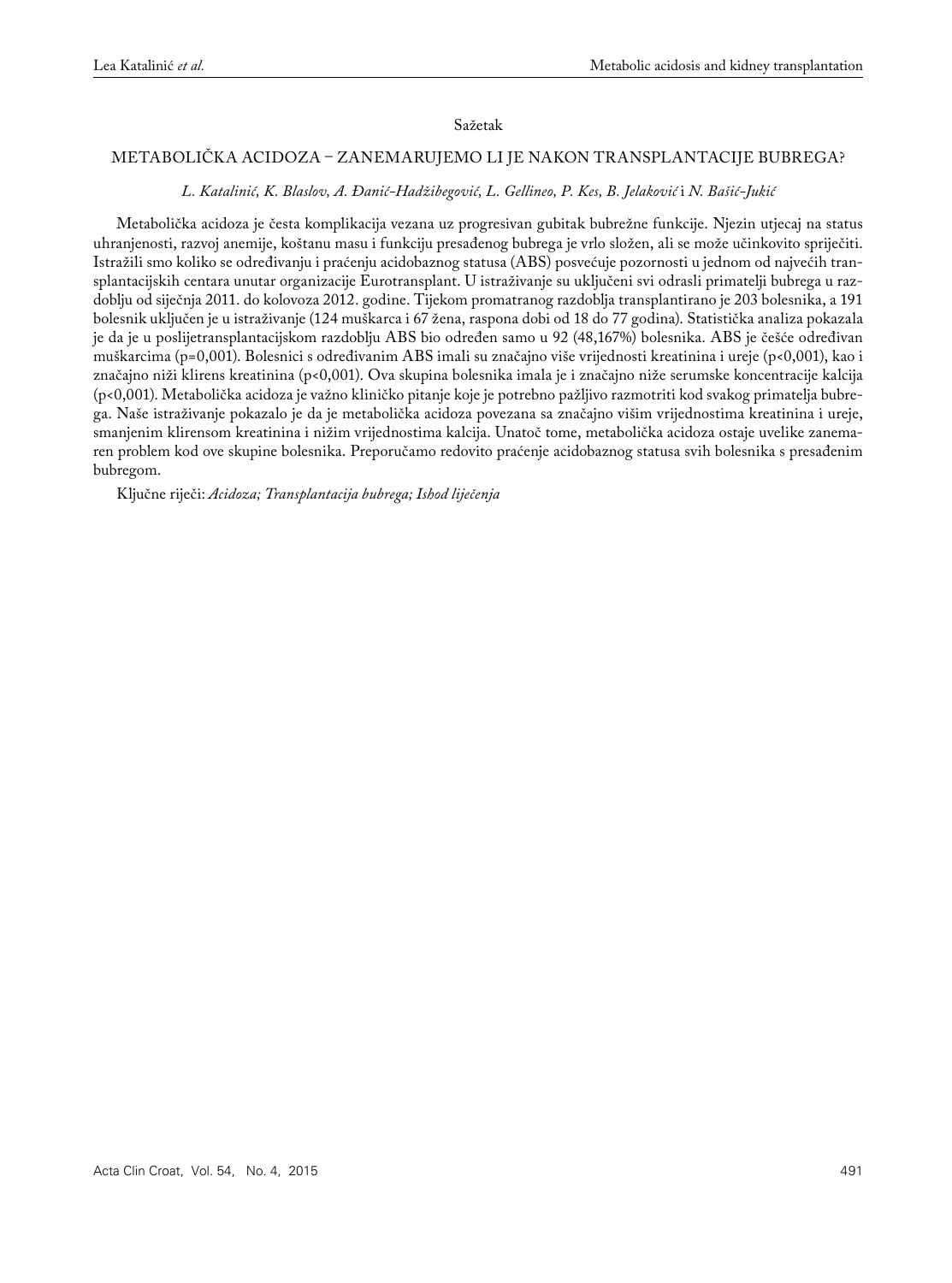Sažetak

## METABOLIČKA ACIDOZA – ZANEMARUJEMO LI JE NAKON TRANSPLANTACIJE BUBREGA?

*L. Katalinić, K. Blaslov, A. Đanić-Hadžibegović, L. Gellineo, P. Kes, B. Jelaković* i *N. Bašić-Jukić*

Metabolička acidoza je česta komplikacija vezana uz progresivan gubitak bubrežne funkcije. Njezin utjecaj na status uhranjenosti, razvoj anemije, koštanu masu i funkciju presađenog bubrega je vrlo složen, ali se može učinkovito spriječiti. Istražili smo koliko se određivanju i praćenju acidobaznog statusa (ABS) posvećuje pozornosti u jednom od najvećih transplantacijskih centara unutar organizacije Eurotransplant. U istraživanje su uključeni svi odrasli primatelji bubrega u razdoblju od siječnja 2011. do kolovoza 2012. godine. Tijekom promatranog razdoblja transplantirano je 203 bolesnika, a 191 bolesnik uključen je u istraživanje (124 muškarca i 67 žena, raspona dobi od 18 do 77 godina). Statistička analiza pokazala je da je u poslijetransplantacijskom razdoblju ABS bio određen samo u 92 (48,167%) bolesnika. ABS je češće određivan muškarcima (p=0,001). Bolesnici s određivanim ABS imali su značajno više vrijednosti kreatinina i ureje (p<0,001), kao i značajno niži klirens kreatinina (p<0,001). Ova skupina bolesnika imala je i značajno niže serumske koncentracije kalcija (p<0,001). Metabolička acidoza je važno kliničko pitanje koje je potrebno pažljivo razmotriti kod svakog primatelja bubrega. Naše istraživanje pokazalo je da je metabolička acidoza povezana sa značajno višim vrijednostima kreatinina i ureje, smanjenim klirensom kreatinina i nižim vrijednostima kalcija. Unatoč tome, metabolička acidoza ostaje uvelike zanemaren problem kod ove skupine bolesnika. Preporučamo redovito praćenje acidobaznog statusa svih bolesnika s presađenim bubregom.

Ključne riječi: *Acidoza; Transplantacija bubrega; Ishod liječenja*